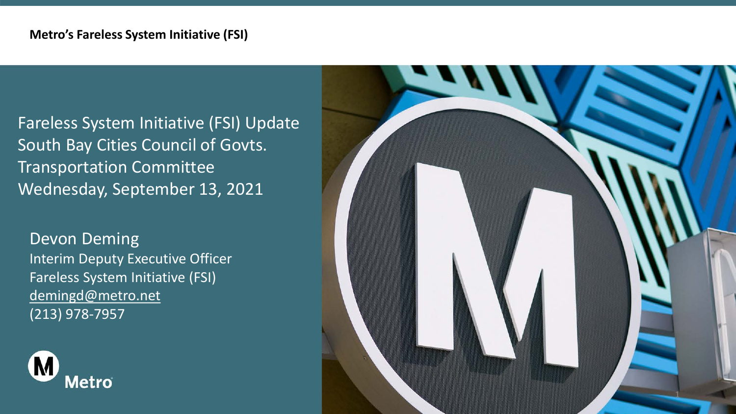**Metro's Fareless System Initiative (FSI)**

# Fareless System Initiative (FSI) Update
# South Bay Cities Council of Govts. Transportation Committee
# Wednesday, September 13, 2021

Devon Deming
Interim Deputy Executive Officer
Fareless System Initiative (FSI)
demingd@metro.net
(213) 978-7957

Metro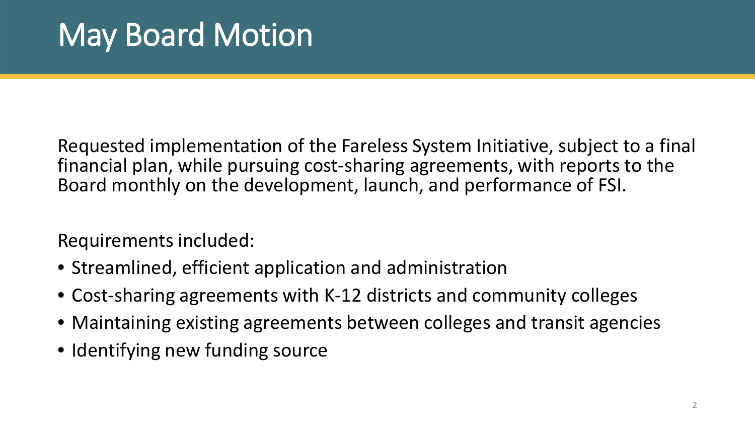# May Board Motion

Requested implementation of the Fareless System Initiative, subject to a final financial plan, while pursuing cost-sharing agreements, with reports to the Board monthly on the development, launch, and performance of FSI.

Requirements included:

- Streamlined, efficient application and administration
- Cost-sharing agreements with K-12 districts and community colleges
- Maintaining existing agreements between colleges and transit agencies
- Identifying new funding source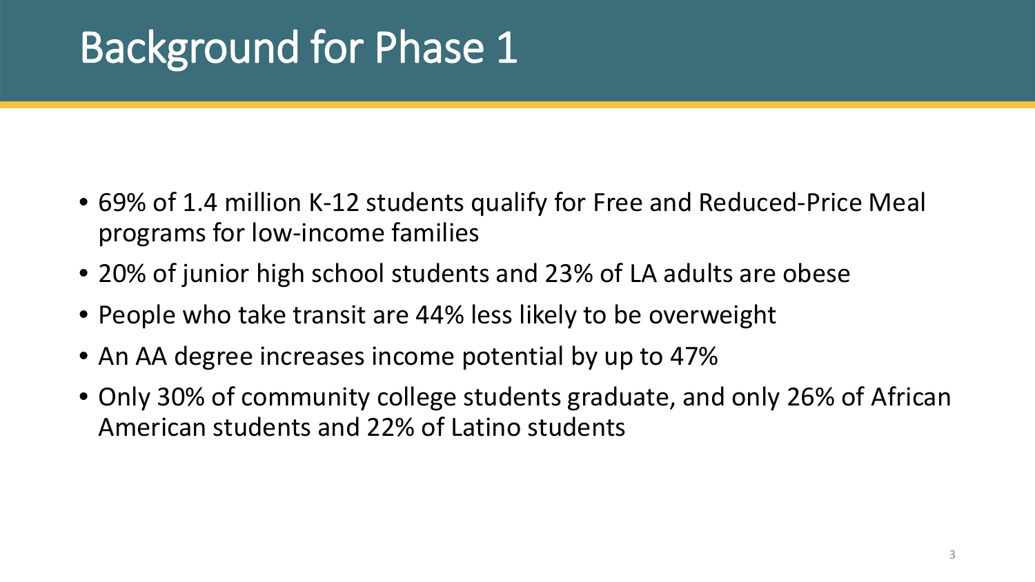# Background for Phase 1

- 69% of 1.4 million K-12 students qualify for Free and Reduced-Price Meal programs for low-income families
- 20% of junior high school students and 23% of LA adults are obese
- People who take transit are 44% less likely to be overweight
- An AA degree increases income potential by up to 47%
- Only 30% of community college students graduate, and only 26% of African American students and 22% of Latino students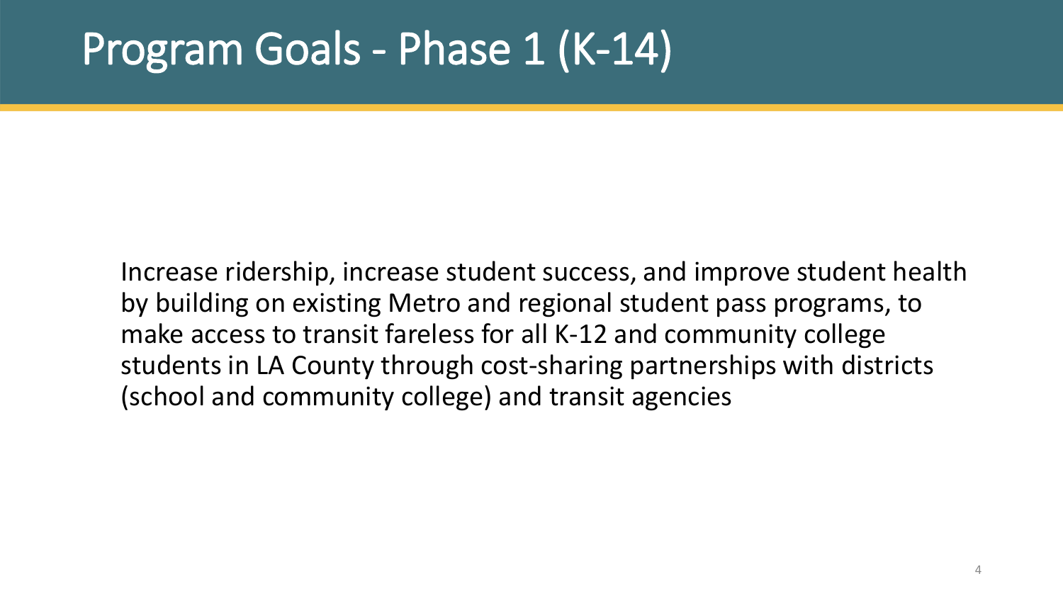# Program Goals - Phase 1 (K-14)

Increase ridership, increase student success, and improve student health by building on existing Metro and regional student pass programs, to make access to transit fareless for all K-12 and community college students in LA County through cost-sharing partnerships with districts (school and community college) and transit agencies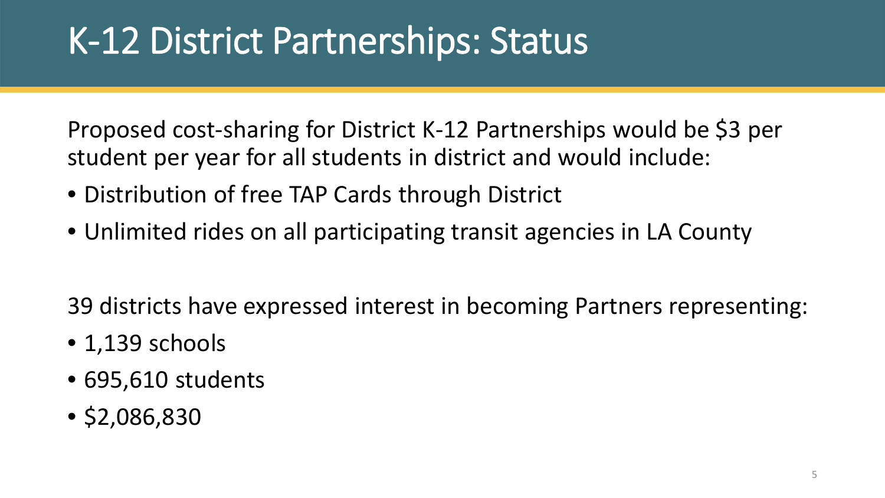# K-12 District Partnerships: Status

Proposed cost-sharing for District K-12 Partnerships would be $3 per student per year for all students in district and would include:

- Distribution of free TAP Cards through District
- Unlimited rides on all participating transit agencies in LA County

39 districts have expressed interest in becoming Partners representing:

- 1,139 schools
- 695,610 students
- $2,086,830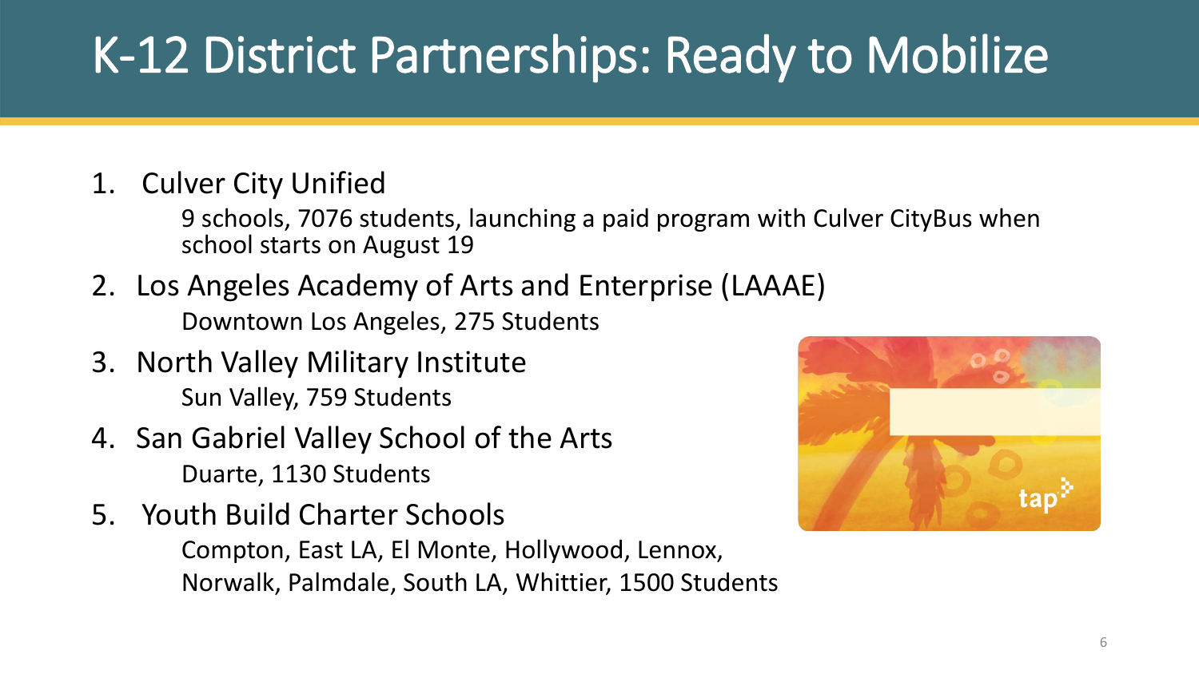# K-12 District Partnerships: Ready to Mobilize

1. Culver City Unified
   9 schools, 7076 students, launching a paid program with Culver CityBus when school starts on August 19
2. Los Angeles Academy of Arts and Enterprise (LAAAE)
   Downtown Los Angeles, 275 Students
3. North Valley Military Institute
   Sun Valley, 759 Students
4. San Gabriel Valley School of the Arts
   Duarte, 1130 Students
5. Youth Build Charter Schools
   Compton, East LA, El Monte, Hollywood, Lennox, Norwalk, Palmdale, South LA, Whittier, 1500 Students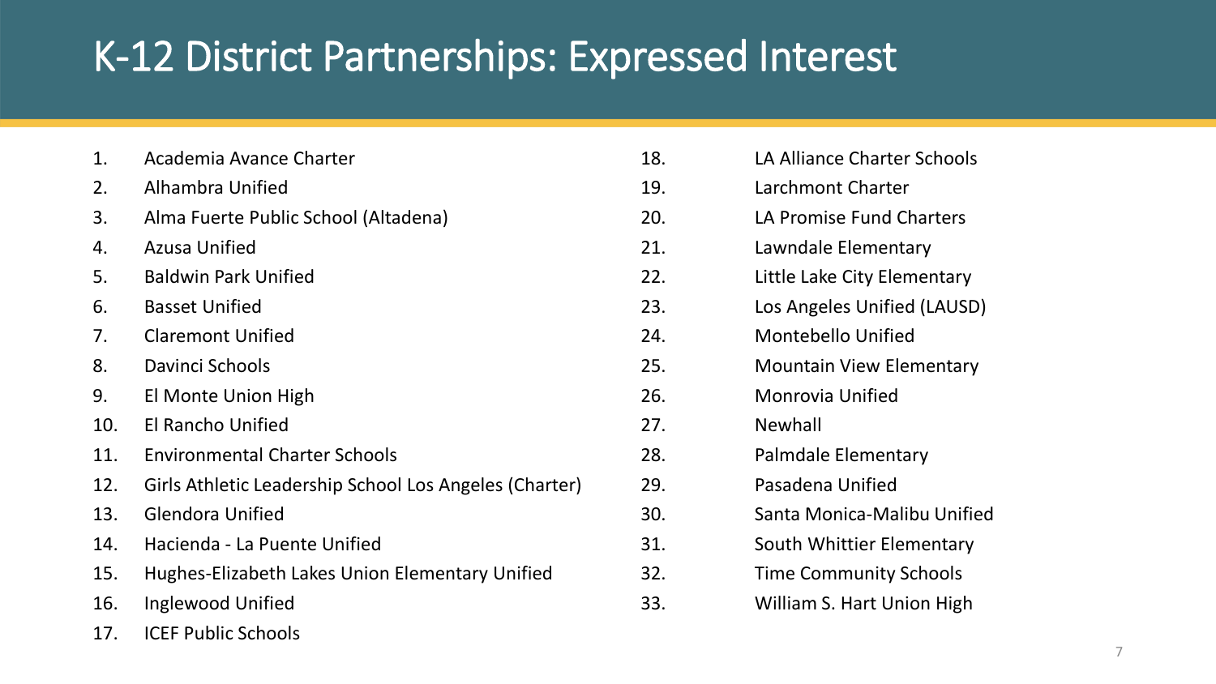# K-12 District Partnerships: Expressed Interest

1. Academia Avance Charter
2. Alhambra Unified
3. Alma Fuerte Public School (Altadena)
4. Azusa Unified
5. Baldwin Park Unified
6. Basset Unified
7. Claremont Unified
8. Davinci Schools
9. El Monte Union High
10. El Rancho Unified
11. Environmental Charter Schools
12. Girls Athletic Leadership School Los Angeles (Charter)
13. Glendora Unified
14. Hacienda - La Puente Unified
15. Hughes-Elizabeth Lakes Union Elementary Unified
16. Inglewood Unified
17. ICEF Public Schools
18. LA Alliance Charter Schools
19. Larchmont Charter
20. LA Promise Fund Charters
21. Lawndale Elementary
22. Little Lake City Elementary
23. Los Angeles Unified (LAUSD)
24. Montebello Unified
25. Mountain View Elementary
26. Monrovia Unified
27. Newhall
28. Palmdale Elementary
29. Pasadena Unified
30. Santa Monica-Malibu Unified
31. South Whittier Elementary
32. Time Community Schools
33. William S. Hart Union High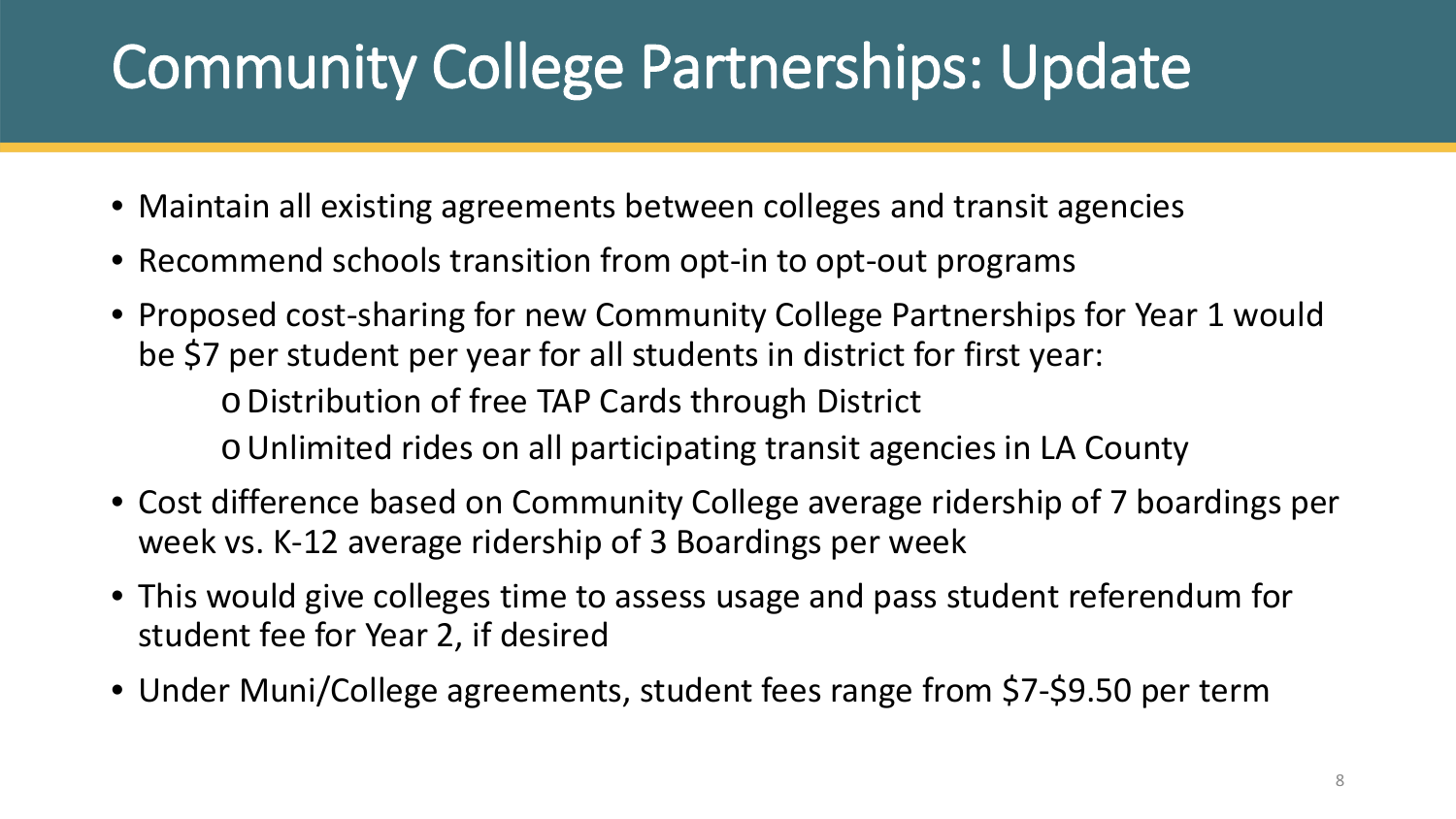# Community College Partnerships: Update

- Maintain all existing agreements between colleges and transit agencies
- Recommend schools transition from opt-in to opt-out programs
- Proposed cost-sharing for new Community College Partnerships for Year 1 would be $7 per student per year for all students in district for first year:
    - Distribution of free TAP Cards through District
    - Unlimited rides on all participating transit agencies in LA County
- Cost difference based on Community College average ridership of 7 boardings per week vs. K-12 average ridership of 3 Boardings per week
- This would give colleges time to assess usage and pass student referendum for student fee for Year 2, if desired
- Under Muni/College agreements, student fees range from $7-$9.50 per term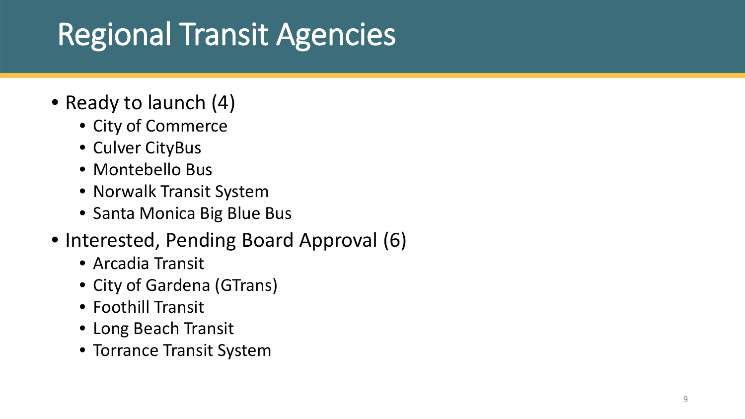# Regional Transit Agencies

- Ready to launch (4)
  - City of Commerce
  - Culver CityBus
  - Montebello Bus
  - Norwalk Transit System
  - Santa Monica Big Blue Bus
- Interested, Pending Board Approval (6)
  - Arcadia Transit
  - City of Gardena (GTrans)
  - Foothill Transit
  - Long Beach Transit
  - Torrance Transit System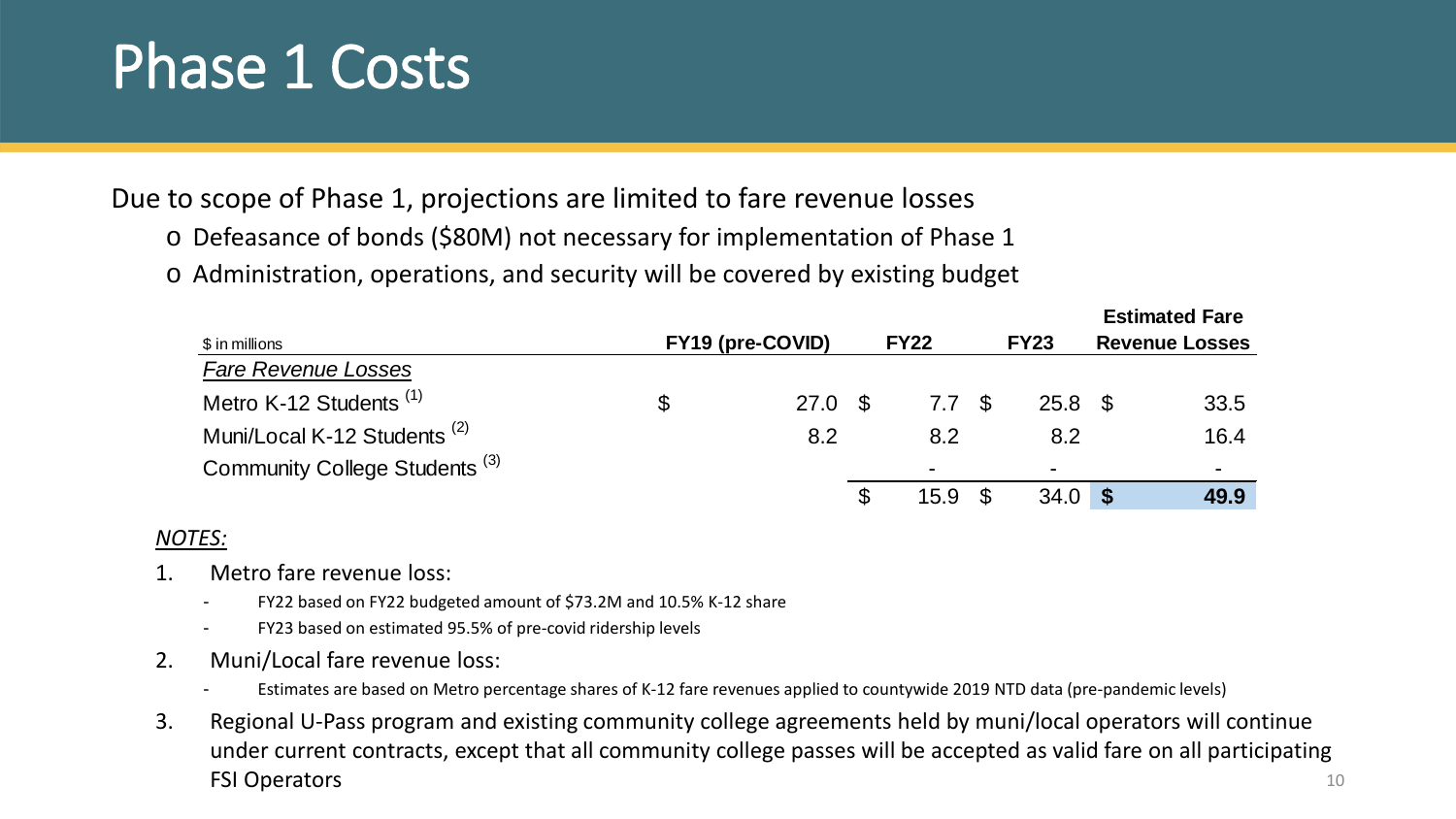# Phase 1 Costs

Due to scope of Phase 1, projections are limited to fare revenue losses

- Defeasance of bonds ($80M) not necessary for implementation of Phase 1
- Administration, operations, and security will be covered by existing budget

| $ in millions | FY19 (pre-COVID) | FY22 | FY23 | Estimated Fare Revenue Losses |
|---|---|---|---|---|
| *Fare Revenue Losses* | | | | |
| Metro K-12 Students [(1)] | $ 27.0 | $ 7.7 | $ 25.8 | $ 33.5 |
| Muni/Local K-12 Students [(2)] | 8.2 | 8.2 | 8.2 | 16.4 |
| Community College Students [(3)] | | - | - | - |
| | | $ 15.9 | $ 34.0 | **$ 49.9** |

*NOTES:*

1. Metro fare revenue loss:
   - FY22 based on FY22 budgeted amount of $73.2M and 10.5% K-12 share
   - FY23 based on estimated 95.5% of pre-covid ridership levels
2. Muni/Local fare revenue loss:
   - Estimates are based on Metro percentage shares of K-12 fare revenues applied to countywide 2019 NTD data (pre-pandemic levels)
3. Regional U-Pass program and existing community college agreements held by muni/local operators will continue under current contracts, except that all community college passes will be accepted as valid fare on all participating FSI Operators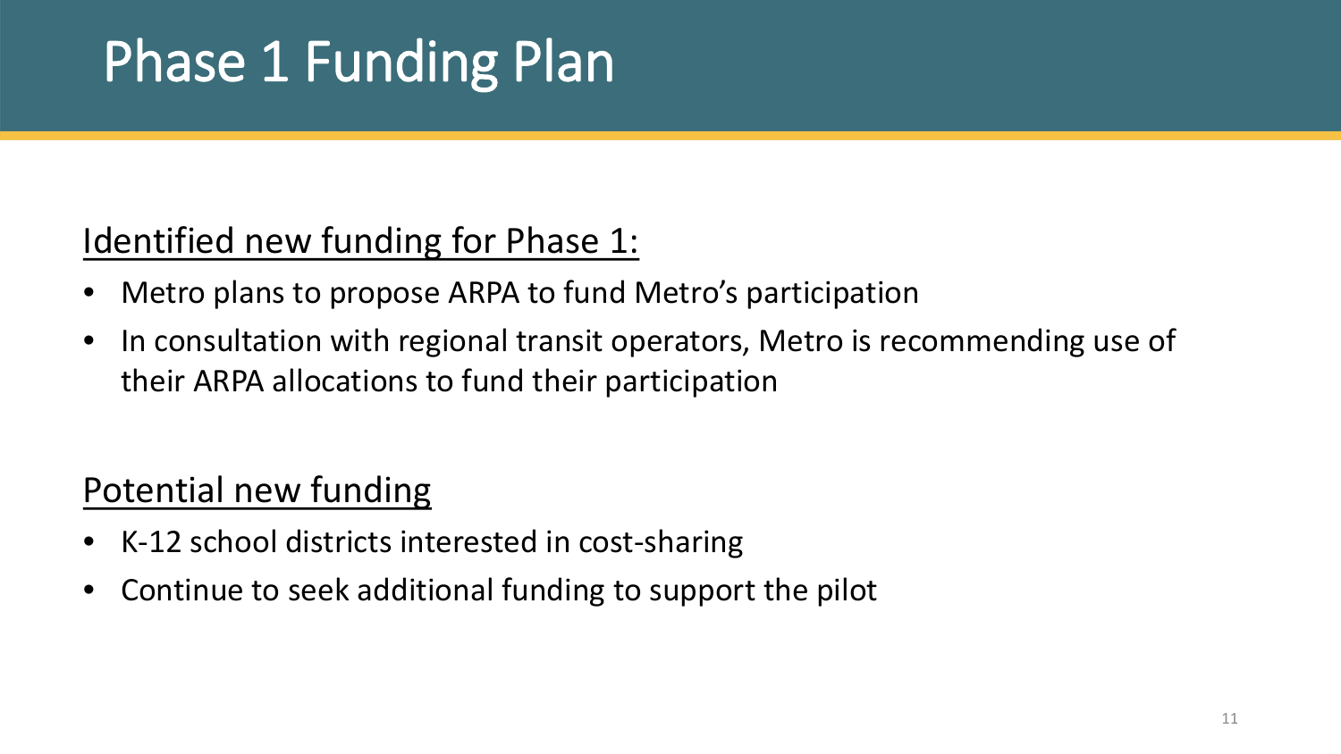# Phase 1 Funding Plan

Identified new funding for Phase 1:

- Metro plans to propose ARPA to fund Metro's participation
- In consultation with regional transit operators, Metro is recommending use of their ARPA allocations to fund their participation

Potential new funding

- K-12 school districts interested in cost-sharing
- Continue to seek additional funding to support the pilot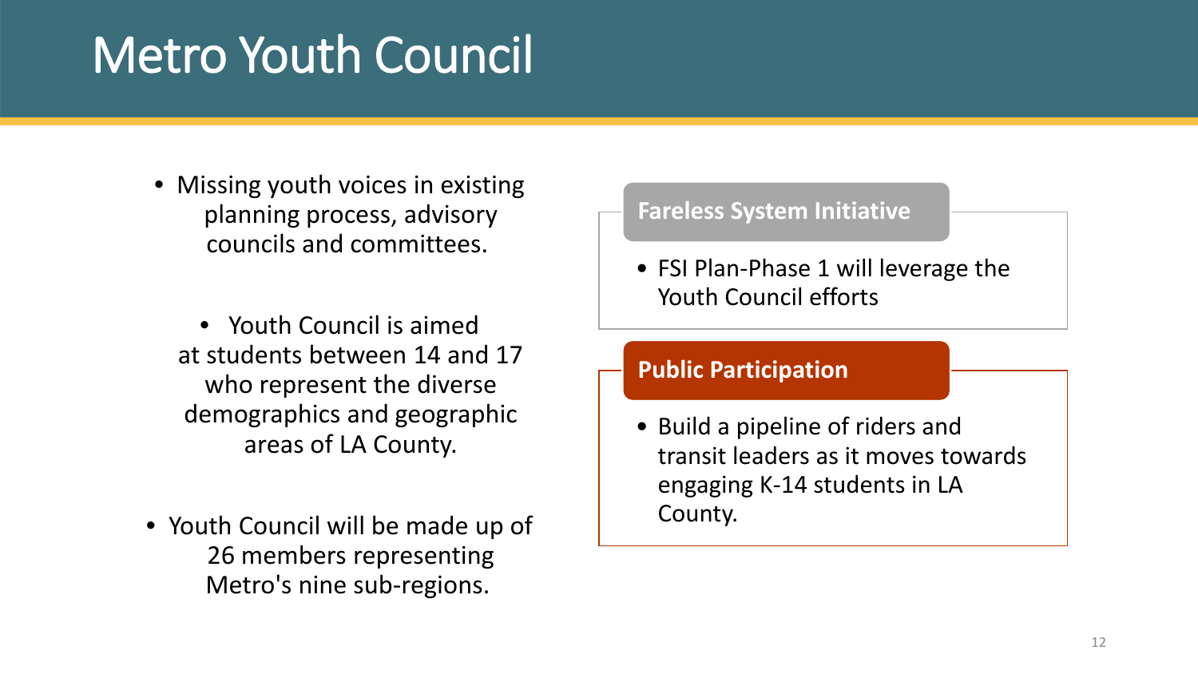# Metro Youth Council

- Missing youth voices in existing planning process, advisory councils and committees.
- Youth Council is aimed at students between 14 and 17 who represent the diverse demographics and geographic areas of LA County.
- Youth Council will be made up of 26 members representing Metro's nine sub-regions.

**Fareless System Initiative**

- FSI Plan-Phase 1 will leverage the Youth Council efforts

**Public Participation**

- Build a pipeline of riders and transit leaders as it moves towards engaging K-14 students in LA County.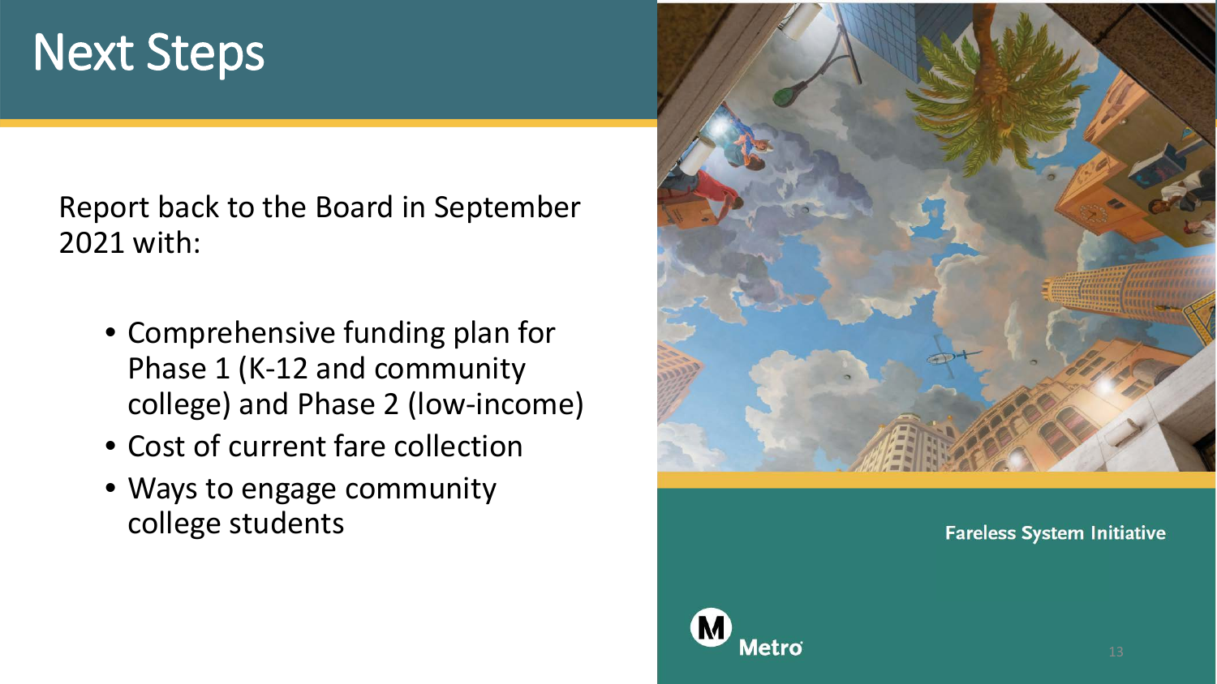# Next Steps

Report back to the Board in September 2021 with:

- Comprehensive funding plan for Phase 1 (K-12 and community college) and Phase 2 (low-income)
- Cost of current fare collection
- Ways to engage community college students

Fareless System Initiative

Metro